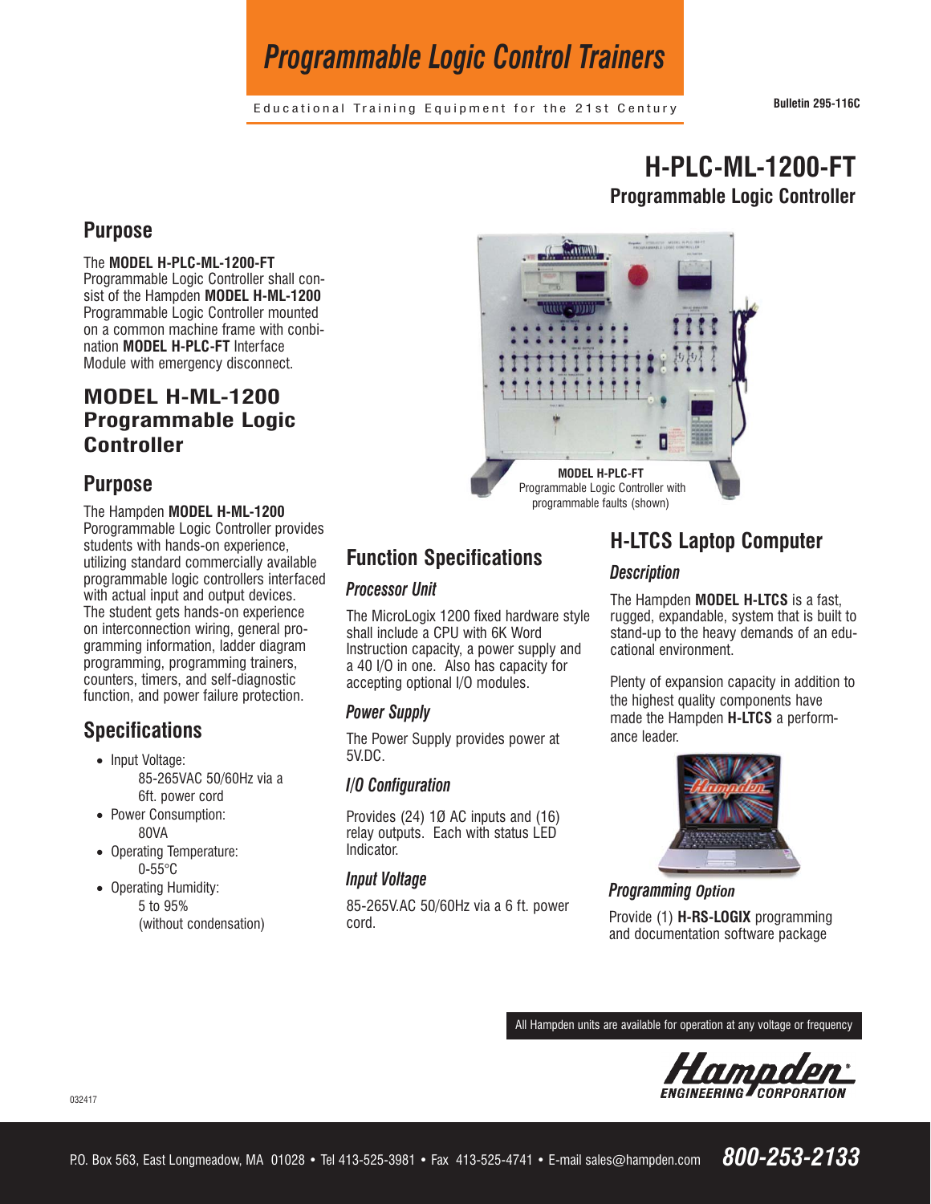# Programmable Logic Control Trainers

Educational Training Equipment for the 21st Century

Bulletin 295-116C

## H-PLC-ML-1200-FT
### Programmable Logic Controller

## Purpose

The **MODEL H-PLC-ML-1200-FT** Programmable Logic Controller shall consist of the Hampden **MODEL H-ML-1200** Programmable Logic Controller mounted on a common machine frame with conbination **MODEL H-PLC-FT** Interface Module with emergency disconnect.

## MODEL H-ML-1200 Programmable Logic Controller

## Purpose

The Hampden **MODEL H-ML-1200** Porogrammable Logic Controller provides students with hands-on experience, utilizing standard commercially available programmable logic controllers interfaced with actual input and output devices. The student gets hands-on experience on interconnection wiring, general programming information, ladder diagram programming, programming trainers, counters, timers, and self-diagnostic function, and power failure protection.

## Specifications

- Input Voltage:
  85-265VAC 50/60Hz via a 6ft. power cord
- Power Consumption:
  80VA
- Operating Temperature:
  0-55°C
- Operating Humidity:
  5 to 95%
  (without condensation)

**MODEL H-PLC-FT**
Programmable Logic Controller with programmable faults (shown)

## Function Specifications

### *Processor Unit*

The MicroLogix 1200 fixed hardware style shall include a CPU with 6K Word Instruction capacity, a power supply and a 40 I/O in one. Also has capacity for accepting optional I/O modules.

### *Power Supply*

The Power Supply provides power at 5V.DC.

### *I/O Configuration*

Provides (24) 1Ø AC inputs and (16) relay outputs. Each with status LED Indicator.

### *Input Voltage*

85-265V.AC 50/60Hz via a 6 ft. power cord.

## H-LTCS Laptop Computer

### *Description*

The Hampden **MODEL H-LTCS** is a fast, rugged, expandable, system that is built to stand-up to the heavy demands of an educational environment.

Plenty of expansion capacity in addition to the highest quality components have made the Hampden **H-LTCS** a performance leader.

### *Programming Option*

Provide (1) **H-RS-LOGIX** programming and documentation software package

All Hampden units are available for operation at any voltage or frequency

Hampden® ENGINEERING CORPORATION

032417

P.O. Box 563, East Longmeadow, MA 01028 • Tel 413-525-3981 • Fax 413-525-4741 • E-mail sales@hampden.com **800-253-2133**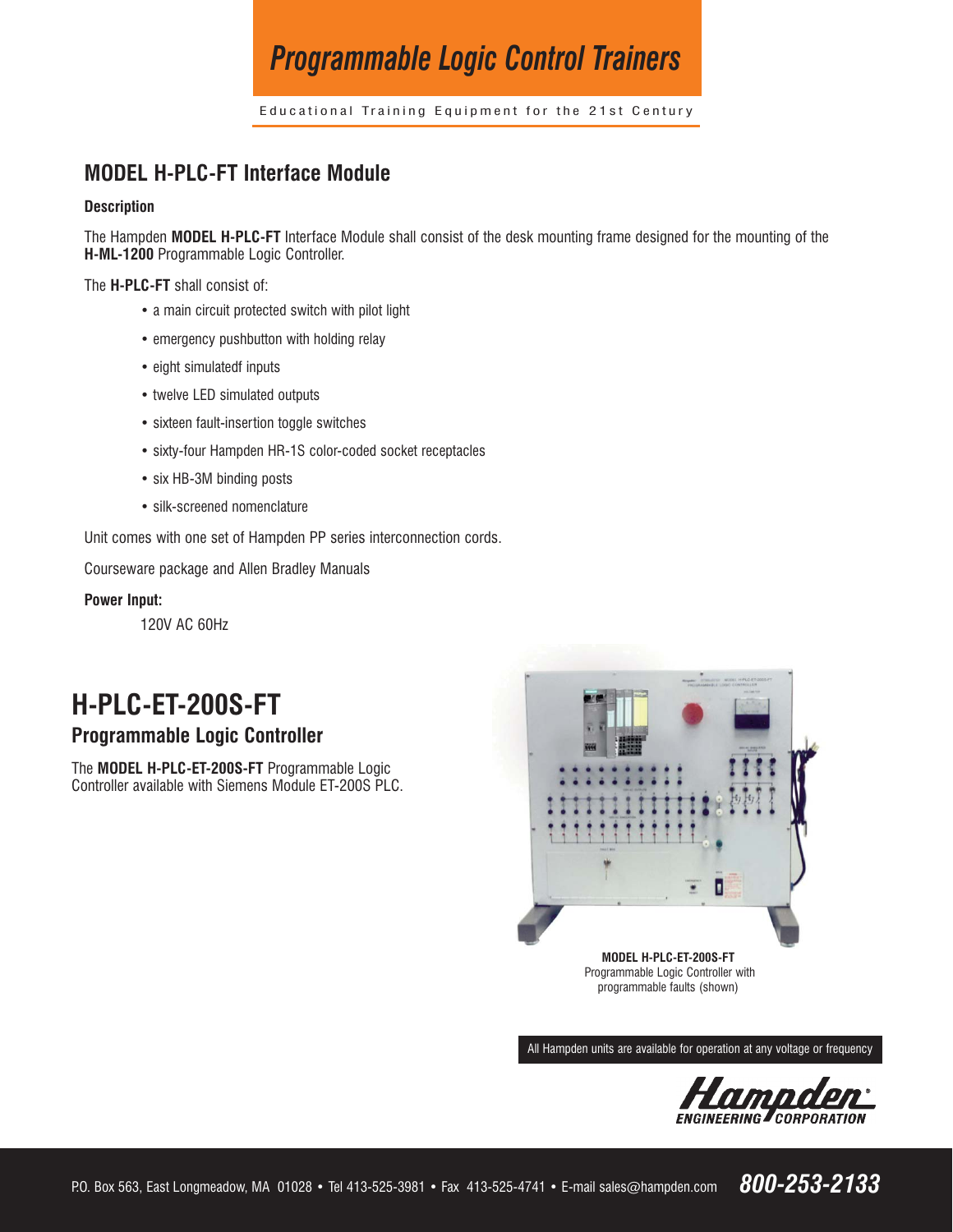# Programmable Logic Control Trainers

Educational Training Equipment for the 21st Century

## MODEL H-PLC-FT Interface Module

### Description

The Hampden **MODEL H-PLC-FT** Interface Module shall consist of the desk mounting frame designed for the mounting of the **H-ML-1200** Programmable Logic Controller.

The **H-PLC-FT** shall consist of:

- a main circuit protected switch with pilot light
- emergency pushbutton with holding relay
- eight simulatedf inputs
- twelve LED simulated outputs
- sixteen fault-insertion toggle switches
- sixty-four Hampden HR-1S color-coded socket receptacles
- six HB-3M binding posts
- silk-screened nomenclature

Unit comes with one set of Hampden PP series interconnection cords.

Courseware package and Allen Bradley Manuals

**Power Input:**

120V AC 60Hz

## H-PLC-ET-200S-FT

### Programmable Logic Controller

The **MODEL H-PLC-ET-200S-FT** Programmable Logic Controller available with Siemens Module ET-200S PLC.

**MODEL H-PLC-ET-200S-FT**
Programmable Logic Controller with programmable faults (shown)

All Hampden units are available for operation at any voltage or frequency

Hampden® ENGINEERING CORPORATION

P.O. Box 563, East Longmeadow, MA 01028 • Tel 413-525-3981 • Fax 413-525-4741 • E-mail sales@hampden.com **800-253-2133**